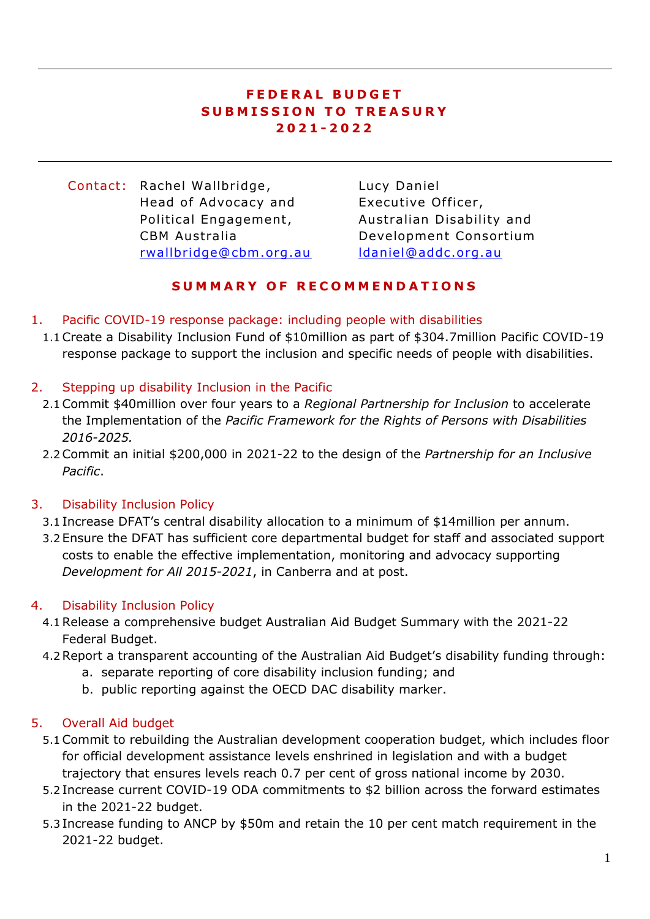# FEDERAL BUDGET
# SUBMISSION TO TREASURY
# 2021-2022

Contact: Rachel Wallbridge,
Head of Advocacy and Political Engagement,
CBM Australia
rwallbridge@cbm.org.au

Lucy Daniel
Executive Officer,
Australian Disability and Development Consortium
ldaniel@addc.org.au

## SUMMARY OF RECOMMENDATIONS

1. Pacific COVID-19 response package: including people with disabilities
   - 1.1 Create a Disability Inclusion Fund of $10million as part of $304.7million Pacific COVID-19 response package to support the inclusion and specific needs of people with disabilities.

2. Stepping up disability Inclusion in the Pacific
   - 2.1 Commit $40million over four years to a *Regional Partnership for Inclusion* to accelerate the Implementation of the *Pacific Framework for the Rights of Persons with Disabilities 2016-2025.*
   - 2.2 Commit an initial $200,000 in 2021-22 to the design of the *Partnership for an Inclusive Pacific*.

3. Disability Inclusion Policy
   - 3.1 Increase DFAT's central disability allocation to a minimum of $14million per annum.
   - 3.2 Ensure the DFAT has sufficient core departmental budget for staff and associated support costs to enable the effective implementation, monitoring and advocacy supporting *Development for All 2015-2021*, in Canberra and at post.

4. Disability Inclusion Policy
   - 4.1 Release a comprehensive budget Australian Aid Budget Summary with the 2021-22 Federal Budget.
   - 4.2 Report a transparent accounting of the Australian Aid Budget's disability funding through:
     - a. separate reporting of core disability inclusion funding; and
     - b. public reporting against the OECD DAC disability marker.

5. Overall Aid budget
   - 5.1 Commit to rebuilding the Australian development cooperation budget, which includes floor for official development assistance levels enshrined in legislation and with a budget trajectory that ensures levels reach 0.7 per cent of gross national income by 2030.
   - 5.2 Increase current COVID-19 ODA commitments to $2 billion across the forward estimates in the 2021-22 budget.
   - 5.3 Increase funding to ANCP by $50m and retain the 10 per cent match requirement in the 2021-22 budget.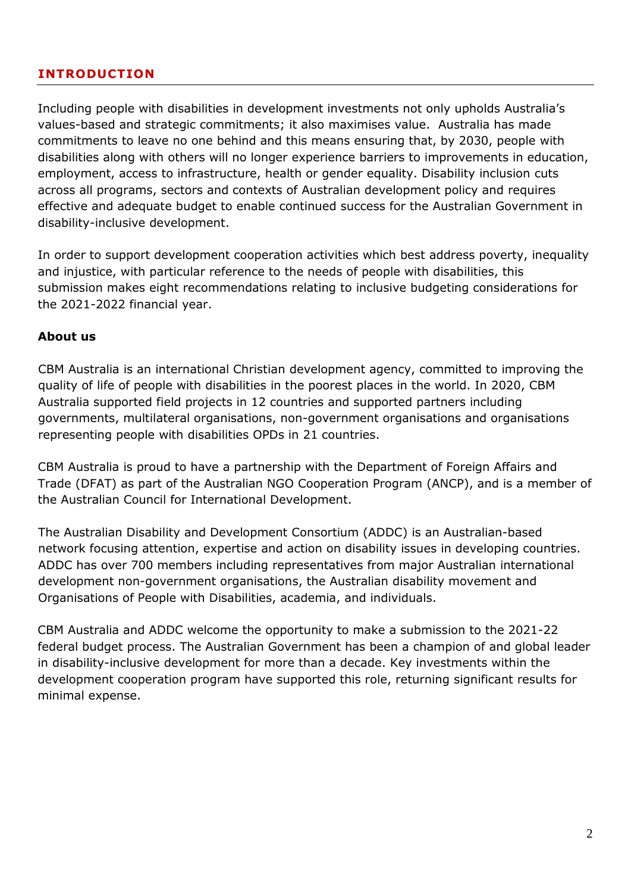## INTRODUCTION

Including people with disabilities in development investments not only upholds Australia's values-based and strategic commitments; it also maximises value. Australia has made commitments to leave no one behind and this means ensuring that, by 2030, people with disabilities along with others will no longer experience barriers to improvements in education, employment, access to infrastructure, health or gender equality. Disability inclusion cuts across all programs, sectors and contexts of Australian development policy and requires effective and adequate budget to enable continued success for the Australian Government in disability-inclusive development.

In order to support development cooperation activities which best address poverty, inequality and injustice, with particular reference to the needs of people with disabilities, this submission makes eight recommendations relating to inclusive budgeting considerations for the 2021-2022 financial year.

**About us**

CBM Australia is an international Christian development agency, committed to improving the quality of life of people with disabilities in the poorest places in the world. In 2020, CBM Australia supported field projects in 12 countries and supported partners including governments, multilateral organisations, non-government organisations and organisations representing people with disabilities OPDs in 21 countries.

CBM Australia is proud to have a partnership with the Department of Foreign Affairs and Trade (DFAT) as part of the Australian NGO Cooperation Program (ANCP), and is a member of the Australian Council for International Development.

The Australian Disability and Development Consortium (ADDC) is an Australian-based network focusing attention, expertise and action on disability issues in developing countries. ADDC has over 700 members including representatives from major Australian international development non-government organisations, the Australian disability movement and Organisations of People with Disabilities, academia, and individuals.

CBM Australia and ADDC welcome the opportunity to make a submission to the 2021-22 federal budget process. The Australian Government has been a champion of and global leader in disability-inclusive development for more than a decade. Key investments within the development cooperation program have supported this role, returning significant results for minimal expense.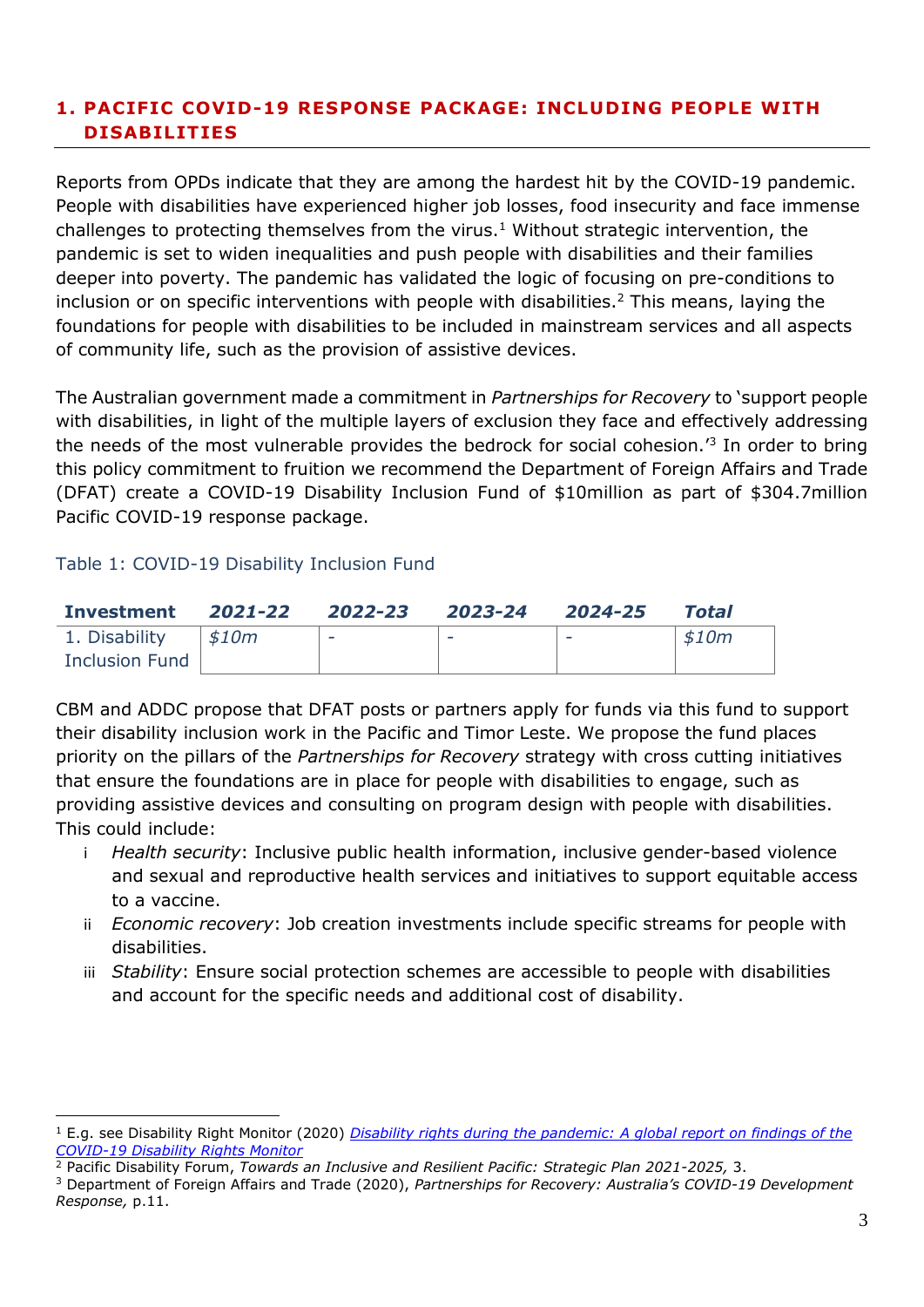## 1. PACIFIC COVID-19 RESPONSE PACKAGE: INCLUDING PEOPLE WITH DISABILITIES

Reports from OPDs indicate that they are among the hardest hit by the COVID-19 pandemic. People with disabilities have experienced higher job losses, food insecurity and face immense challenges to protecting themselves from the virus.[1] Without strategic intervention, the pandemic is set to widen inequalities and push people with disabilities and their families deeper into poverty. The pandemic has validated the logic of focusing on pre-conditions to inclusion or on specific interventions with people with disabilities.[2] This means, laying the foundations for people with disabilities to be included in mainstream services and all aspects of community life, such as the provision of assistive devices.

The Australian government made a commitment in *Partnerships for Recovery* to 'support people with disabilities, in light of the multiple layers of exclusion they face and effectively addressing the needs of the most vulnerable provides the bedrock for social cohesion.'[3] In order to bring this policy commitment to fruition we recommend the Department of Foreign Affairs and Trade (DFAT) create a COVID-19 Disability Inclusion Fund of $10million as part of $304.7million Pacific COVID-19 response package.

Table 1: COVID-19 Disability Inclusion Fund

| Investment | *2021-22* | *2022-23* | *2023-24* | *2024-25* | *Total* |
|---|---|---|---|---|---|
| 1. Disability Inclusion Fund | *$10m* | - | - | - | *$10m* |

CBM and ADDC propose that DFAT posts or partners apply for funds via this fund to support their disability inclusion work in the Pacific and Timor Leste. We propose the fund places priority on the pillars of the *Partnerships for Recovery* strategy with cross cutting initiatives that ensure the foundations are in place for people with disabilities to engage, such as providing assistive devices and consulting on program design with people with disabilities. This could include:

- i *Health security*: Inclusive public health information, inclusive gender-based violence and sexual and reproductive health services and initiatives to support equitable access to a vaccine.
- ii *Economic recovery*: Job creation investments include specific streams for people with disabilities.
- iii *Stability*: Ensure social protection schemes are accessible to people with disabilities and account for the specific needs and additional cost of disability.

---

[1] E.g. see Disability Right Monitor (2020) *Disability rights during the pandemic: A global report on findings of the COVID-19 Disability Rights Monitor*

[2] Pacific Disability Forum, *Towards an Inclusive and Resilient Pacific: Strategic Plan 2021-2025,* 3.

[3] Department of Foreign Affairs and Trade (2020), *Partnerships for Recovery: Australia's COVID-19 Development Response,* p.11.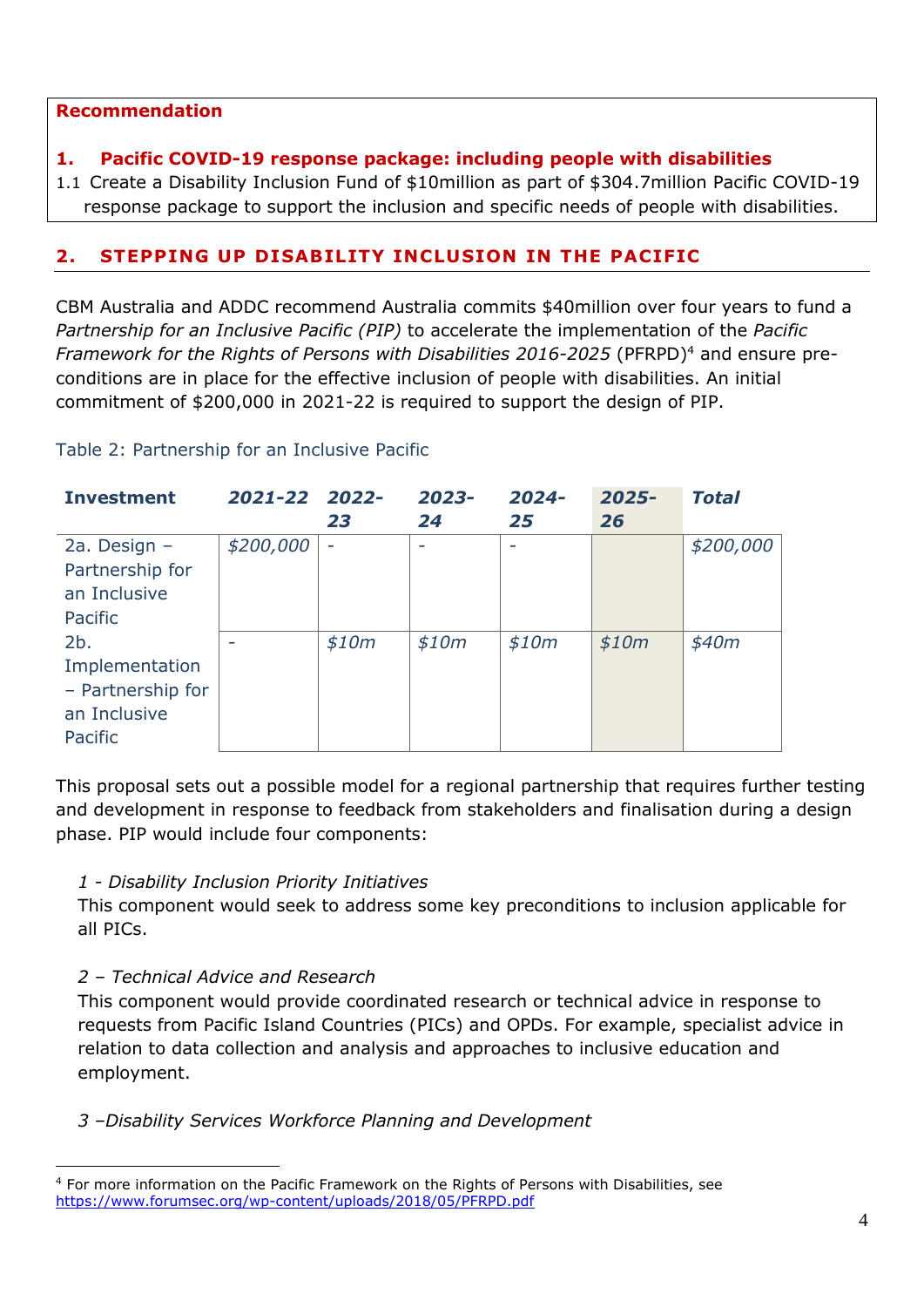**Recommendation**

**1. Pacific COVID-19 response package: including people with disabilities**

1.1 Create a Disability Inclusion Fund of $10million as part of $304.7million Pacific COVID-19 response package to support the inclusion and specific needs of people with disabilities.

## 2. STEPPING UP DISABILITY INCLUSION IN THE PACIFIC

CBM Australia and ADDC recommend Australia commits $40million over four years to fund a *Partnership for an Inclusive Pacific (PIP)* to accelerate the implementation of the *Pacific Framework for the Rights of Persons with Disabilities 2016-2025* (PFRPD)[4] and ensure pre-conditions are in place for the effective inclusion of people with disabilities. An initial commitment of $200,000 in 2021-22 is required to support the design of PIP.

Table 2: Partnership for an Inclusive Pacific

| Investment | 2021-22 | 2022-23 | 2023-24 | 2024-25 | 2025-26 | Total |
|---|---|---|---|---|---|---|
| 2a. Design – Partnership for an Inclusive Pacific | *$200,000* | - | - | - | | *$200,000* |
| 2b. Implementation – Partnership for an Inclusive Pacific | - | *$10m* | *$10m* | *$10m* | *$10m* | *$40m* |

This proposal sets out a possible model for a regional partnership that requires further testing and development in response to feedback from stakeholders and finalisation during a design phase. PIP would include four components:

*1 - Disability Inclusion Priority Initiatives*
This component would seek to address some key preconditions to inclusion applicable for all PICs.

*2 – Technical Advice and Research*
This component would provide coordinated research or technical advice in response to requests from Pacific Island Countries (PICs) and OPDs. For example, specialist advice in relation to data collection and analysis and approaches to inclusive education and employment.

*3 –Disability Services Workforce Planning and Development*

---

[4] For more information on the Pacific Framework on the Rights of Persons with Disabilities, see https://www.forumsec.org/wp-content/uploads/2018/05/PFRPD.pdf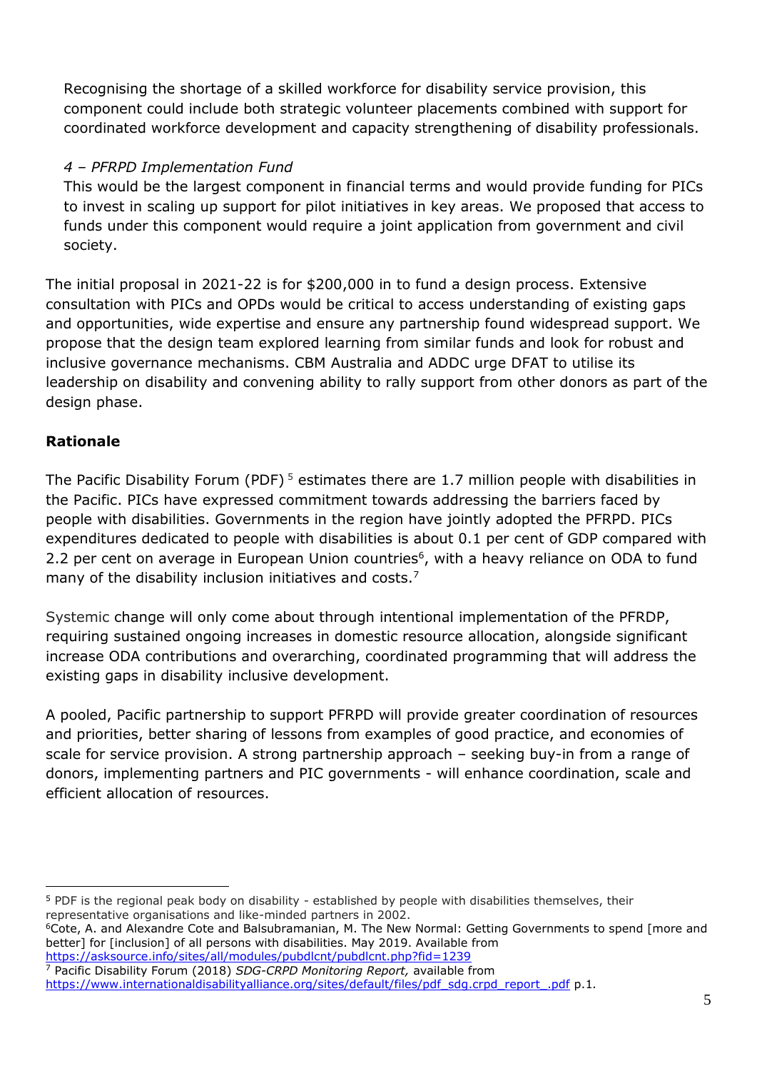Recognising the shortage of a skilled workforce for disability service provision, this component could include both strategic volunteer placements combined with support for coordinated workforce development and capacity strengthening of disability professionals.

*4 – PFRPD Implementation Fund*

This would be the largest component in financial terms and would provide funding for PICs to invest in scaling up support for pilot initiatives in key areas. We proposed that access to funds under this component would require a joint application from government and civil society.

The initial proposal in 2021-22 is for $200,000 in to fund a design process. Extensive consultation with PICs and OPDs would be critical to access understanding of existing gaps and opportunities, wide expertise and ensure any partnership found widespread support. We propose that the design team explored learning from similar funds and look for robust and inclusive governance mechanisms. CBM Australia and ADDC urge DFAT to utilise its leadership on disability and convening ability to rally support from other donors as part of the design phase.

## Rationale

The Pacific Disability Forum (PDF) [5] estimates there are 1.7 million people with disabilities in the Pacific. PICs have expressed commitment towards addressing the barriers faced by people with disabilities. Governments in the region have jointly adopted the PFRPD. PICs expenditures dedicated to people with disabilities is about 0.1 per cent of GDP compared with 2.2 per cent on average in European Union countries[6], with a heavy reliance on ODA to fund many of the disability inclusion initiatives and costs.[7]

Systemic change will only come about through intentional implementation of the PFRDP, requiring sustained ongoing increases in domestic resource allocation, alongside significant increase ODA contributions and overarching, coordinated programming that will address the existing gaps in disability inclusive development.

A pooled, Pacific partnership to support PFRPD will provide greater coordination of resources and priorities, better sharing of lessons from examples of good practice, and economies of scale for service provision. A strong partnership approach – seeking buy-in from a range of donors, implementing partners and PIC governments - will enhance coordination, scale and efficient allocation of resources.

---

[5] PDF is the regional peak body on disability - established by people with disabilities themselves, their representative organisations and like-minded partners in 2002.

[6] Cote, A. and Alexandre Cote and Balsubramanian, M. The New Normal: Getting Governments to spend [more and better] for [inclusion] of all persons with disabilities. May 2019. Available from https://asksource.info/sites/all/modules/pubdlcnt/pubdlcnt.php?fid=1239

[7] Pacific Disability Forum (2018) *SDG-CRPD Monitoring Report,* available from https://www.internationaldisabilityalliance.org/sites/default/files/pdf_sdg.crpd_report_.pdf p.1.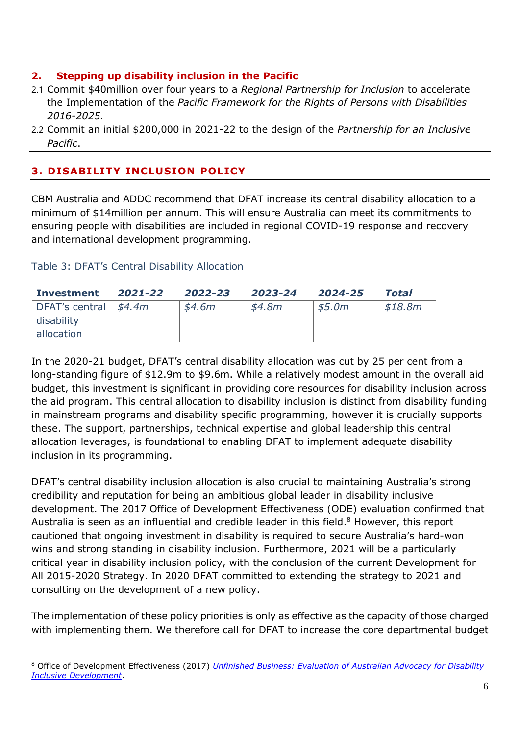**2. Stepping up disability inclusion in the Pacific**

2.1 Commit $40million over four years to a *Regional Partnership for Inclusion* to accelerate the Implementation of the *Pacific Framework for the Rights of Persons with Disabilities 2016-2025.*

2.2 Commit an initial $200,000 in 2021-22 to the design of the *Partnership for an Inclusive Pacific*.

## 3. DISABILITY INCLUSION POLICY

CBM Australia and ADDC recommend that DFAT increase its central disability allocation to a minimum of $14million per annum. This will ensure Australia can meet its commitments to ensuring people with disabilities are included in regional COVID-19 response and recovery and international development programming.

Table 3: DFAT's Central Disability Allocation

| Investment | *2021-22* | *2022-23* | *2023-24* | *2024-25* | *Total* |
| --- | --- | --- | --- | --- | --- |
| DFAT's central disability allocation | *$4.4m* | *$4.6m* | *$4.8m* | *$5.0m* | *$18.8m* |

In the 2020-21 budget, DFAT's central disability allocation was cut by 25 per cent from a long-standing figure of $12.9m to $9.6m. While a relatively modest amount in the overall aid budget, this investment is significant in providing core resources for disability inclusion across the aid program. This central allocation to disability inclusion is distinct from disability funding in mainstream programs and disability specific programming, however it is crucially supports these. The support, partnerships, technical expertise and global leadership this central allocation leverages, is foundational to enabling DFAT to implement adequate disability inclusion in its programming.

DFAT's central disability inclusion allocation is also crucial to maintaining Australia's strong credibility and reputation for being an ambitious global leader in disability inclusive development. The 2017 Office of Development Effectiveness (ODE) evaluation confirmed that Australia is seen as an influential and credible leader in this field.[8] However, this report cautioned that ongoing investment in disability is required to secure Australia's hard-won wins and strong standing in disability inclusion. Furthermore, 2021 will be a particularly critical year in disability inclusion policy, with the conclusion of the current Development for All 2015-2020 Strategy. In 2020 DFAT committed to extending the strategy to 2021 and consulting on the development of a new policy.

The implementation of these policy priorities is only as effective as the capacity of those charged with implementing them. We therefore call for DFAT to increase the core departmental budget

[8] Office of Development Effectiveness (2017) *Unfinished Business: Evaluation of Australian Advocacy for Disability Inclusive Development*.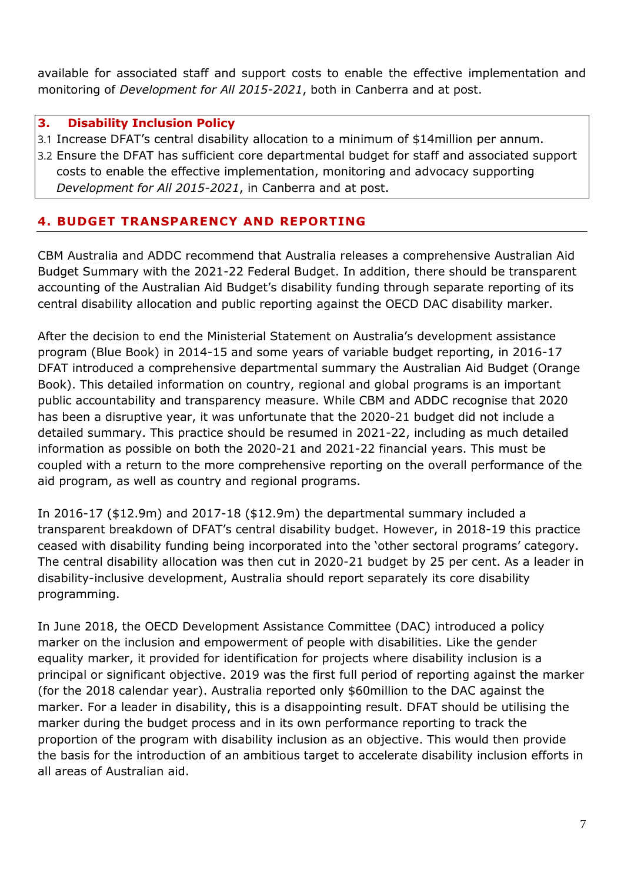available for associated staff and support costs to enable the effective implementation and monitoring of *Development for All 2015-2021*, both in Canberra and at post.

**3. Disability Inclusion Policy**

3.1 Increase DFAT's central disability allocation to a minimum of $14million per annum.

3.2 Ensure the DFAT has sufficient core departmental budget for staff and associated support costs to enable the effective implementation, monitoring and advocacy supporting *Development for All 2015-2021*, in Canberra and at post.

## 4. BUDGET TRANSPARENCY AND REPORTING

CBM Australia and ADDC recommend that Australia releases a comprehensive Australian Aid Budget Summary with the 2021-22 Federal Budget. In addition, there should be transparent accounting of the Australian Aid Budget's disability funding through separate reporting of its central disability allocation and public reporting against the OECD DAC disability marker.

After the decision to end the Ministerial Statement on Australia's development assistance program (Blue Book) in 2014-15 and some years of variable budget reporting, in 2016-17 DFAT introduced a comprehensive departmental summary the Australian Aid Budget (Orange Book). This detailed information on country, regional and global programs is an important public accountability and transparency measure. While CBM and ADDC recognise that 2020 has been a disruptive year, it was unfortunate that the 2020-21 budget did not include a detailed summary. This practice should be resumed in 2021-22, including as much detailed information as possible on both the 2020-21 and 2021-22 financial years. This must be coupled with a return to the more comprehensive reporting on the overall performance of the aid program, as well as country and regional programs.

In 2016-17 ($12.9m) and 2017-18 ($12.9m) the departmental summary included a transparent breakdown of DFAT's central disability budget. However, in 2018-19 this practice ceased with disability funding being incorporated into the 'other sectoral programs' category. The central disability allocation was then cut in 2020-21 budget by 25 per cent. As a leader in disability-inclusive development, Australia should report separately its core disability programming.

In June 2018, the OECD Development Assistance Committee (DAC) introduced a policy marker on the inclusion and empowerment of people with disabilities. Like the gender equality marker, it provided for identification for projects where disability inclusion is a principal or significant objective. 2019 was the first full period of reporting against the marker (for the 2018 calendar year). Australia reported only $60million to the DAC against the marker. For a leader in disability, this is a disappointing result. DFAT should be utilising the marker during the budget process and in its own performance reporting to track the proportion of the program with disability inclusion as an objective. This would then provide the basis for the introduction of an ambitious target to accelerate disability inclusion efforts in all areas of Australian aid.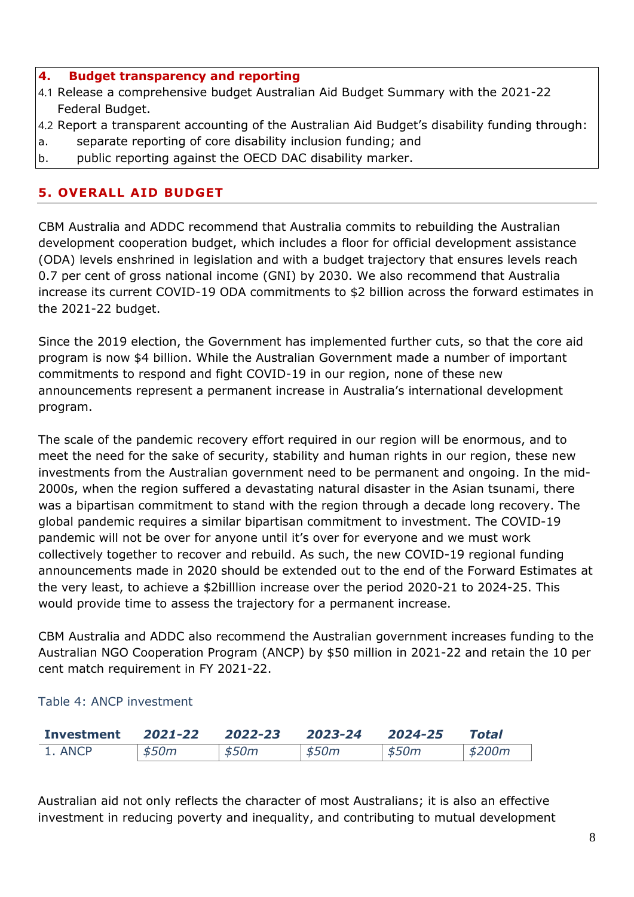**4. Budget transparency and reporting**

4.1 Release a comprehensive budget Australian Aid Budget Summary with the 2021-22 Federal Budget.

4.2 Report a transparent accounting of the Australian Aid Budget's disability funding through:

a. separate reporting of core disability inclusion funding; and

b. public reporting against the OECD DAC disability marker.

## 5. OVERALL AID BUDGET

CBM Australia and ADDC recommend that Australia commits to rebuilding the Australian development cooperation budget, which includes a floor for official development assistance (ODA) levels enshrined in legislation and with a budget trajectory that ensures levels reach 0.7 per cent of gross national income (GNI) by 2030. We also recommend that Australia increase its current COVID-19 ODA commitments to $2 billion across the forward estimates in the 2021-22 budget.

Since the 2019 election, the Government has implemented further cuts, so that the core aid program is now $4 billion. While the Australian Government made a number of important commitments to respond and fight COVID-19 in our region, none of these new announcements represent a permanent increase in Australia's international development program.

The scale of the pandemic recovery effort required in our region will be enormous, and to meet the need for the sake of security, stability and human rights in our region, these new investments from the Australian government need to be permanent and ongoing. In the mid-2000s, when the region suffered a devastating natural disaster in the Asian tsunami, there was a bipartisan commitment to stand with the region through a decade long recovery. The global pandemic requires a similar bipartisan commitment to investment. The COVID-19 pandemic will not be over for anyone until it's over for everyone and we must work collectively together to recover and rebuild. As such, the new COVID-19 regional funding announcements made in 2020 should be extended out to the end of the Forward Estimates at the very least, to achieve a $2billlion increase over the period 2020-21 to 2024-25. This would provide time to assess the trajectory for a permanent increase.

CBM Australia and ADDC also recommend the Australian government increases funding to the Australian NGO Cooperation Program (ANCP) by $50 million in 2021-22 and retain the 10 per cent match requirement in FY 2021-22.

Table 4: ANCP investment

| Investment | *2021-22* | *2022-23* | *2023-24* | *2024-25* | *Total* |
|---|---|---|---|---|---|
| 1. ANCP | *$50m* | *$50m* | *$50m* | *$50m* | *$200m* |

Australian aid not only reflects the character of most Australians; it is also an effective investment in reducing poverty and inequality, and contributing to mutual development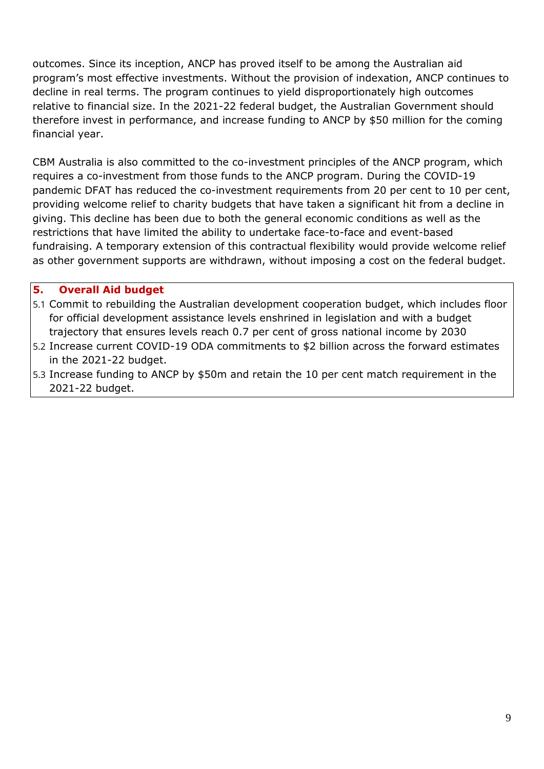outcomes. Since its inception, ANCP has proved itself to be among the Australian aid program's most effective investments. Without the provision of indexation, ANCP continues to decline in real terms. The program continues to yield disproportionately high outcomes relative to financial size. In the 2021-22 federal budget, the Australian Government should therefore invest in performance, and increase funding to ANCP by $50 million for the coming financial year.

CBM Australia is also committed to the co-investment principles of the ANCP program, which requires a co-investment from those funds to the ANCP program. During the COVID-19 pandemic DFAT has reduced the co-investment requirements from 20 per cent to 10 per cent, providing welcome relief to charity budgets that have taken a significant hit from a decline in giving. This decline has been due to both the general economic conditions as well as the restrictions that have limited the ability to undertake face-to-face and event-based fundraising. A temporary extension of this contractual flexibility would provide welcome relief as other government supports are withdrawn, without imposing a cost on the federal budget.

**5. Overall Aid budget**

5.1 Commit to rebuilding the Australian development cooperation budget, which includes floor for official development assistance levels enshrined in legislation and with a budget trajectory that ensures levels reach 0.7 per cent of gross national income by 2030

5.2 Increase current COVID-19 ODA commitments to $2 billion across the forward estimates in the 2021-22 budget.

5.3 Increase funding to ANCP by $50m and retain the 10 per cent match requirement in the 2021-22 budget.